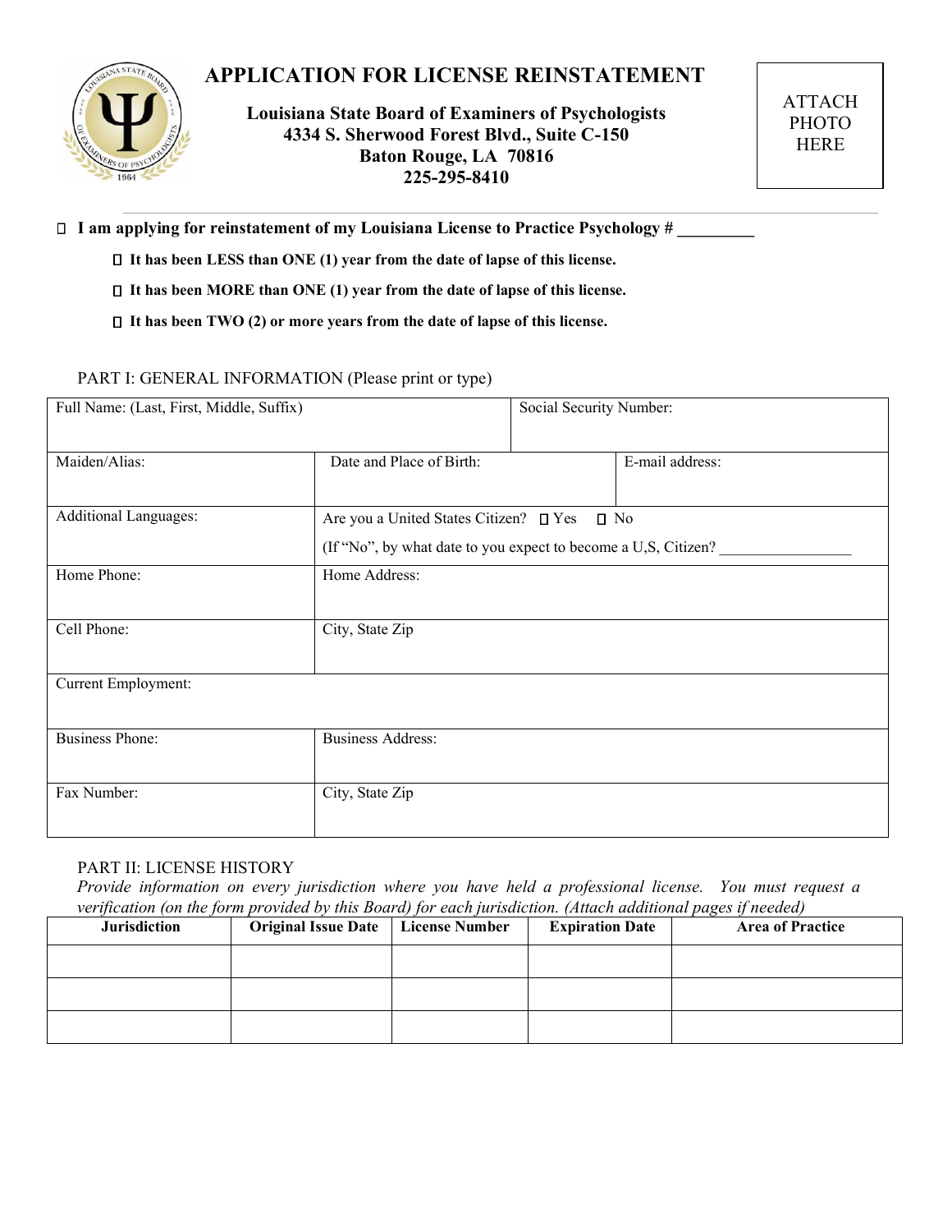# APPLICATION FOR LICENSE REINSTATEMENT

**Louisiana State Board of Examiners of Psychologists**
**4334 S. Sherwood Forest Blvd., Suite C-150**
**Baton Rouge, LA 70816**
**225-295-8410**

ATTACH PHOTO HERE

☐ **I am applying for reinstatement of my Louisiana License to Practice Psychology # _________**

- ☐ **It has been LESS than ONE (1) year from the date of lapse of this license.**
- ☐ **It has been MORE than ONE (1) year from the date of lapse of this license.**
- ☐ **It has been TWO (2) or more years from the date of lapse of this license.**

PART I: GENERAL INFORMATION (Please print or type)

| Full Name: (Last, First, Middle, Suffix) | | Social Security Number: |
|---|---|---|
| Maiden/Alias: | Date and Place of Birth: | E-mail address: |
| Additional Languages: | Are you a United States Citizen? ☐ Yes ☐ No<br>(If "No", by what date to you expect to become a U,S, Citizen? ________________ | |
| Home Phone: | Home Address: | |
| Cell Phone: | City, State Zip | |
| Current Employment: | | |
| Business Phone: | Business Address: | |
| Fax Number: | City, State Zip | |

PART II: LICENSE HISTORY

*Provide information on every jurisdiction where you have held a professional license. You must request a verification (on the form provided by this Board) for each jurisdiction. (Attach additional pages if needed)*

| Jurisdiction | Original Issue Date | License Number | Expiration Date | Area of Practice |
|---|---|---|---|---|
| | | | | |
| | | | | |
| | | | | |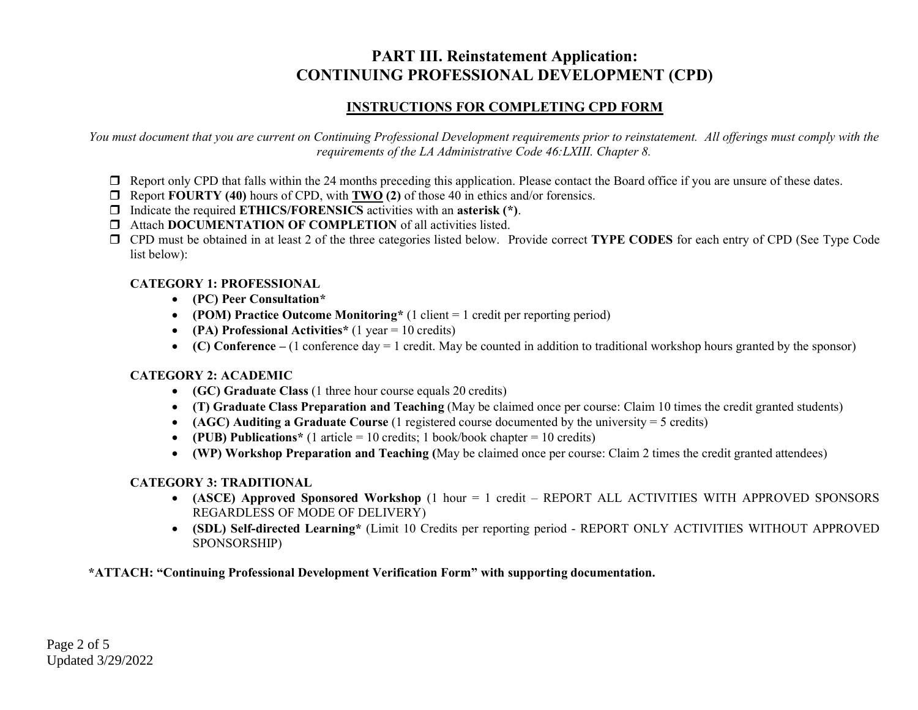# PART III. Reinstatement Application: CONTINUING PROFESSIONAL DEVELOPMENT (CPD)

## INSTRUCTIONS FOR COMPLETING CPD FORM

*You must document that you are current on Continuing Professional Development requirements prior to reinstatement. All offerings must comply with the requirements of the LA Administrative Code 46:LXIII. Chapter 8.*

- ❒ Report only CPD that falls within the 24 months preceding this application. Please contact the Board office if you are unsure of these dates.
- ❒ Report **FOURTY (40)** hours of CPD, with **TWO (2)** of those 40 in ethics and/or forensics.
- ❒ Indicate the required **ETHICS/FORENSICS** activities with an **asterisk (*)**.
- ❒ Attach **DOCUMENTATION OF COMPLETION** of all activities listed.
- ❒ CPD must be obtained in at least 2 of the three categories listed below. Provide correct **TYPE CODES** for each entry of CPD (See Type Code list below):

**CATEGORY 1: PROFESSIONAL**

- **(PC) Peer Consultation***
- **(POM) Practice Outcome Monitoring*** (1 client = 1 credit per reporting period)
- **(PA) Professional Activities*** (1 year = 10 credits)
- **(C) Conference –** (1 conference day = 1 credit. May be counted in addition to traditional workshop hours granted by the sponsor)

**CATEGORY 2: ACADEMIC**

- **(GC) Graduate Class** (1 three hour course equals 20 credits)
- **(T) Graduate Class Preparation and Teaching** (May be claimed once per course: Claim 10 times the credit granted students)
- **(AGC) Auditing a Graduate Course** (1 registered course documented by the university = 5 credits)
- **(PUB) Publications*** (1 article = 10 credits; 1 book/book chapter = 10 credits)
- **(WP) Workshop Preparation and Teaching (**May be claimed once per course: Claim 2 times the credit granted attendees)

**CATEGORY 3: TRADITIONAL**

- **(ASCE) Approved Sponsored Workshop** (1 hour = 1 credit – REPORT ALL ACTIVITIES WITH APPROVED SPONSORS REGARDLESS OF MODE OF DELIVERY)
- **(SDL) Self-directed Learning*** (Limit 10 Credits per reporting period - REPORT ONLY ACTIVITIES WITHOUT APPROVED SPONSORSHIP)

***ATTACH: "Continuing Professional Development Verification Form" with supporting documentation.**

Updated 3/29/2022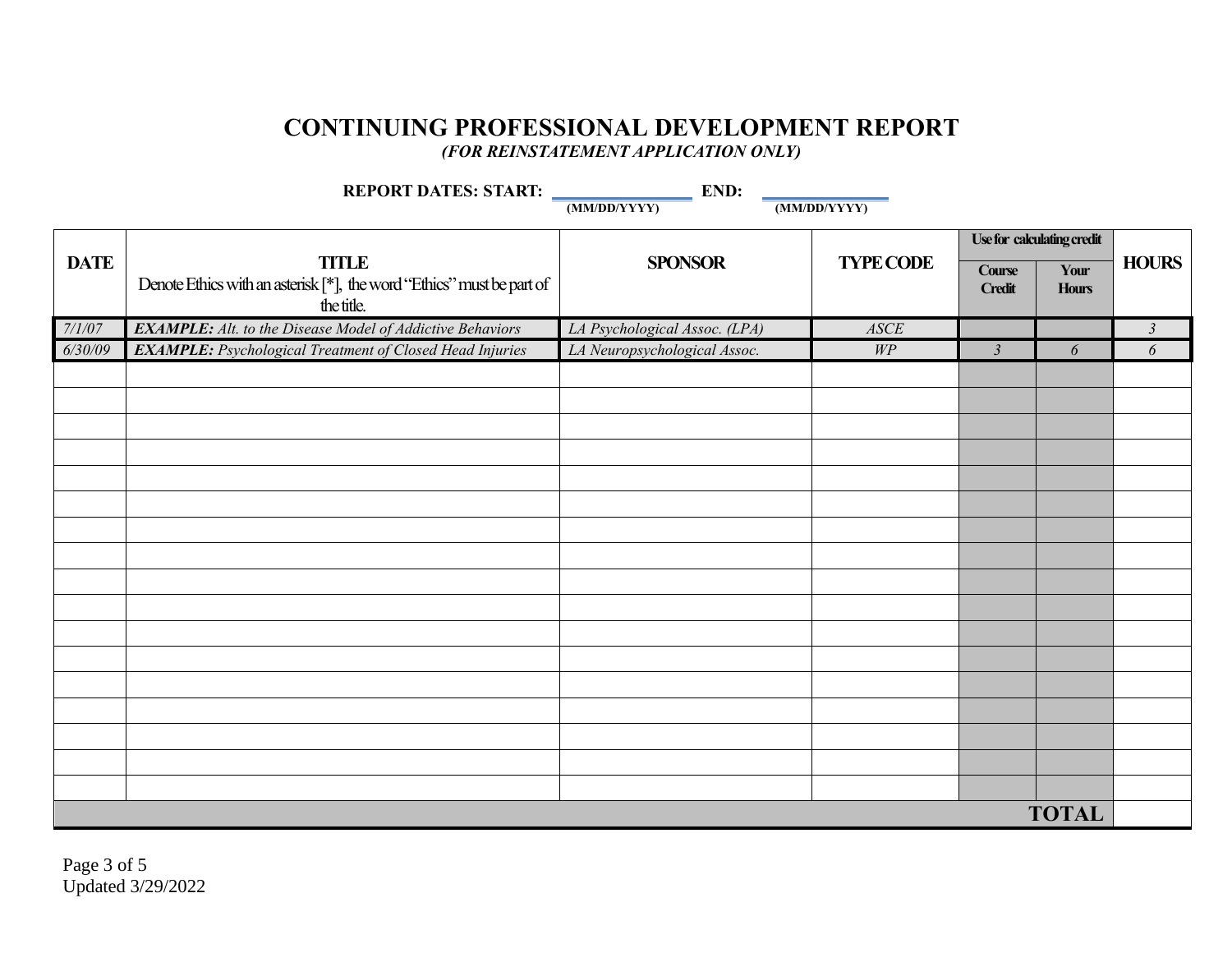# CONTINUING PROFESSIONAL DEVELOPMENT REPORT

***(FOR REINSTATEMENT APPLICATION ONLY)***

**REPORT DATES: START:** ______________ **END:** ______________
**(MM/DD/YYYY)** **(MM/DD/YYYY)**

| DATE | TITLE<br>Denote Ethics with an asterisk [*], the word "Ethics" must be part of the title. | SPONSOR | TYPE CODE | Use for calculating credit | | HOURS |
|---|---|---|---|---|---|---|
| | | | | Course Credit | Your Hours | |
| *7/1/07* | ***EXAMPLE:*** *Alt. to the Disease Model of Addictive Behaviors* | *LA Psychological Assoc. (LPA)* | *ASCE* | | | *3* |
| *6/30/09* | ***EXAMPLE:*** *Psychological Treatment of Closed Head Injuries* | *LA Neuropsychological Assoc.* | *WP* | *3* | *6* | *6* |
| | | | | | | |
| | | | | | | |
| | | | | | | |
| | | | | | | |
| | | | | | | |
| | | | | | | |
| | | | | | | |
| | | | | | | |
| | | | | | | |
| | | | | | | |
| | | | | | | |
| | | | | | | |
| | | | | | | |
| | | | | | | |
| | | | | | | |
| | | | | | | |
| | | | | | | |
| | | | | | **TOTAL** | |

Updated 3/29/2022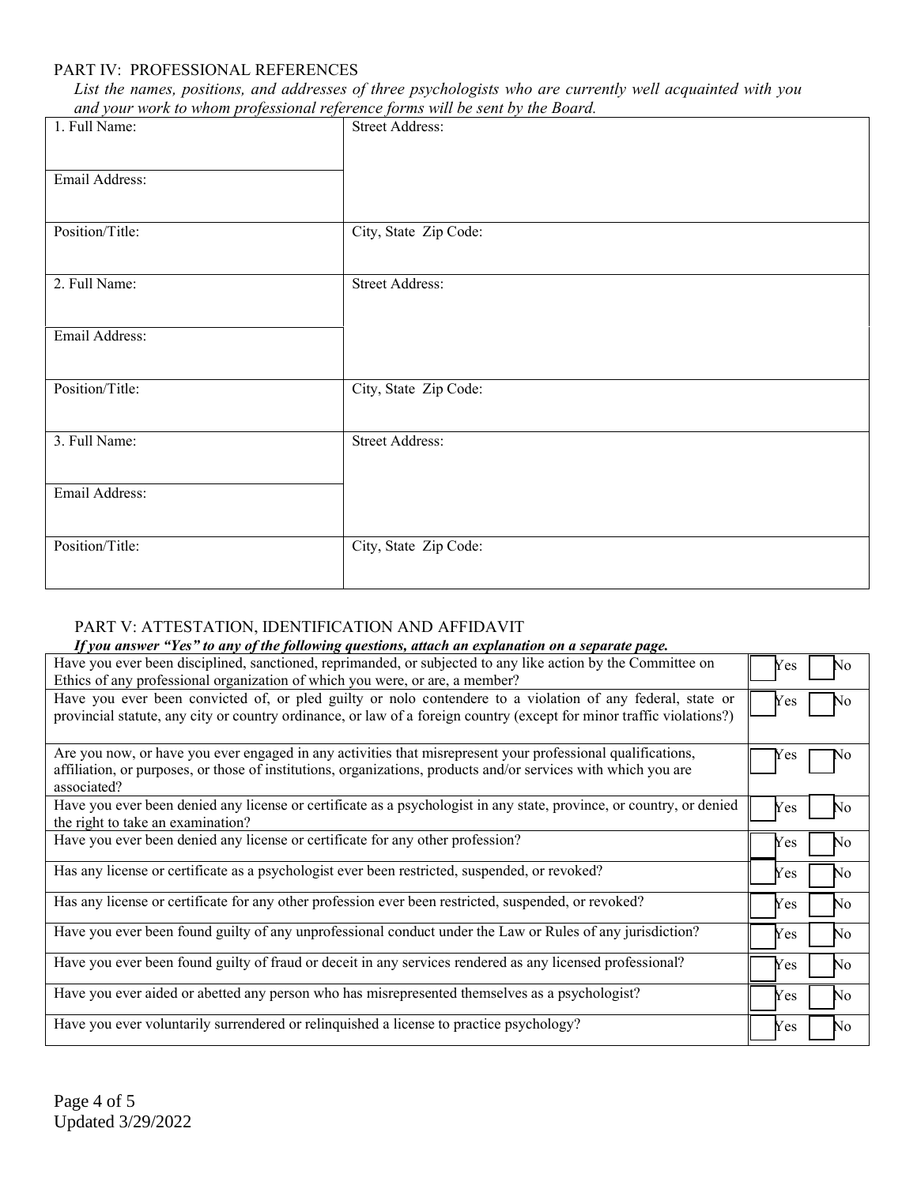## PART IV: PROFESSIONAL REFERENCES

*List the names, positions, and addresses of three psychologists who are currently well acquainted with you and your work to whom professional reference forms will be sent by the Board.*

| | |
|---|---|
| 1. Full Name: | Street Address: |
| Email Address: | |
| Position/Title: | City, State Zip Code: |
| 2. Full Name: | Street Address: |
| Email Address: | |
| Position/Title: | City, State Zip Code: |
| 3. Full Name: | Street Address: |
| Email Address: | |
| Position/Title: | City, State Zip Code: |

## PART V: ATTESTATION, IDENTIFICATION AND AFFIDAVIT

***If you answer "Yes" to any of the following questions, attach an explanation on a separate page.***

| Question | Answer |
|---|---|
| Have you ever been disciplined, sanctioned, reprimanded, or subjected to any like action by the Committee on Ethics of any professional organization of which you were, or are, a member? | ☐ Yes ☐ No |
| Have you ever been convicted of, or pled guilty or nolo contendere to a violation of any federal, state or provincial statute, any city or country ordinance, or law of a foreign country (except for minor traffic violations?) | ☐ Yes ☐ No |
| Are you now, or have you ever engaged in any activities that misrepresent your professional qualifications, affiliation, or purposes, or those of institutions, organizations, products and/or services with which you are associated? | ☐ Yes ☐ No |
| Have you ever been denied any license or certificate as a psychologist in any state, province, or country, or denied the right to take an examination? | ☐ Yes ☐ No |
| Have you ever been denied any license or certificate for any other profession? | ☐ Yes ☐ No |
| Has any license or certificate as a psychologist ever been restricted, suspended, or revoked? | ☐ Yes ☐ No |
| Has any license or certificate for any other profession ever been restricted, suspended, or revoked? | ☐ Yes ☐ No |
| Have you ever been found guilty of any unprofessional conduct under the Law or Rules of any jurisdiction? | ☐ Yes ☐ No |
| Have you ever been found guilty of fraud or deceit in any services rendered as any licensed professional? | ☐ Yes ☐ No |
| Have you ever aided or abetted any person who has misrepresented themselves as a psychologist? | ☐ Yes ☐ No |
| Have you ever voluntarily surrendered or relinquished a license to practice psychology? | ☐ Yes ☐ No |

Updated 3/29/2022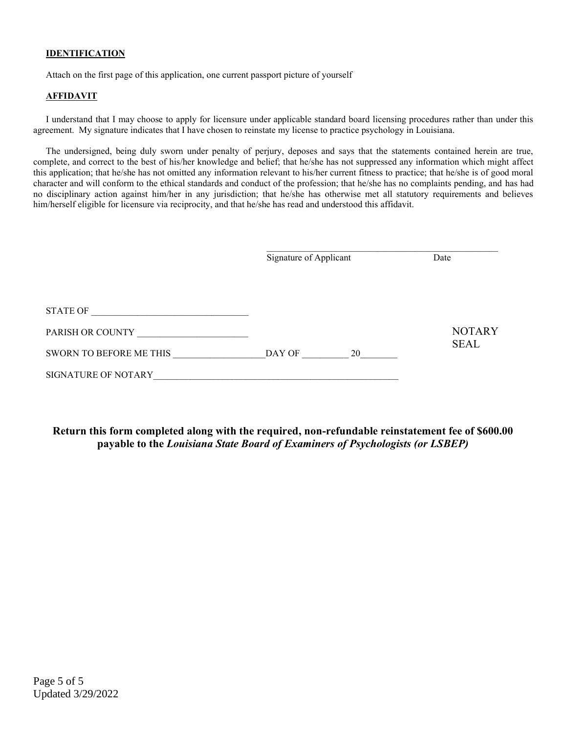**IDENTIFICATION**

Attach on the first page of this application, one current passport picture of yourself

**AFFIDAVIT**

I understand that I may choose to apply for licensure under applicable standard board licensing procedures rather than under this agreement. My signature indicates that I have chosen to reinstate my license to practice psychology in Louisiana.

The undersigned, being duly sworn under penalty of perjury, deposes and says that the statements contained herein are true, complete, and correct to the best of his/her knowledge and belief; that he/she has not suppressed any information which might affect this application; that he/she has not omitted any information relevant to his/her current fitness to practice; that he/she is of good moral character and will conform to the ethical standards and conduct of the profession; that he/she has no complaints pending, and has had no disciplinary action against him/her in any jurisdiction; that he/she has otherwise met all statutory requirements and believes him/herself eligible for licensure via reciprocity, and that he/she has read and understood this affidavit.

\_\_\_\_\_\_\_\_\_\_\_\_\_\_\_\_\_\_\_\_\_\_\_\_\_\_\_\_\_\_\_\_\_\_\_\_\_\_\_\_\_\_\_\_\_\_\_\_\_\_\_\_

Signature of Applicant                    Date

STATE OF \_\_\_\_\_\_\_\_\_\_\_\_\_\_\_\_\_\_\_\_\_\_\_\_\_\_\_\_\_\_\_\_\_\_\_

PARISH OR COUNTY \_\_\_\_\_\_\_\_\_\_\_\_\_\_\_\_\_\_\_\_\_\_\_\_\_

SWORN TO BEFORE ME THIS \_\_\_\_\_\_\_\_\_\_\_\_\_\_\_\_\_\_\_\_\_DAY OF \_\_\_\_\_\_\_\_\_\_ 20\_\_\_\_\_\_\_\_

SIGNATURE OF NOTARY\_\_\_\_\_\_\_\_\_\_\_\_\_\_\_\_\_\_\_\_\_\_\_\_\_\_\_\_\_\_\_\_\_\_\_\_\_\_\_\_\_\_\_\_\_\_\_\_\_\_\_\_\_\_\_\_

NOTARY SEAL

**Return this form completed along with the required, non-refundable reinstatement fee of $600.00 payable to the *Louisiana State Board of Examiners of Psychologists (or LSBEP)***

Updated 3/29/2022